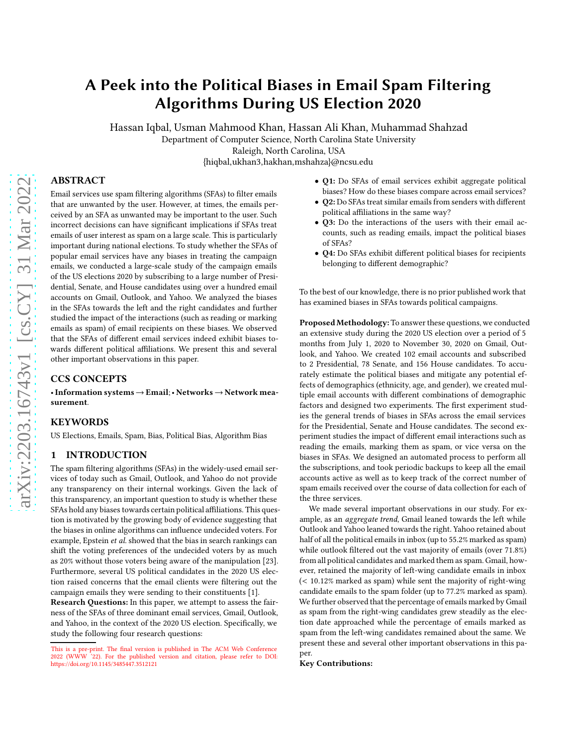# A Peek into the Political Biases in Email Spam Filtering Algorithms During US Election 2020

Hassan Iqbal, Usman Mahmood Khan, Hassan Ali Khan, Muhammad Shahzad

Department of Computer Science, North Carolina State University

Raleigh, North Carolina, USA

{hiqbal,ukhan3,hakhan,mshahza}@ncsu.edu

## ABSTRACT

Email services use spam filtering algorithms (SFAs) to filter emails that are unwanted by the user. However, at times, the emails perceived by an SFA as unwanted may be important to the user. Such incorrect decisions can have significant implications if SFAs treat emails of user interest as spam on a large scale. This is particularly important during national elections. To study whether the SFAs of popular email services have any biases in treating the campaign emails, we conducted a large-scale study of the campaign emails of the US elections 2020 by subscribing to a large number of Presidential, Senate, and House candidates using over a hundred email accounts on Gmail, Outlook, and Yahoo. We analyzed the biases in the SFAs towards the left and the right candidates and further studied the impact of the interactions (such as reading or marking emails as spam) of email recipients on these biases. We observed that the SFAs of different email services indeed exhibit biases towards different political affiliations. We present this and several other important observations in this paper.

## CCS CONCEPTS

• **Information systems → Email**; • **Networks → Network measurement**.

## KEYWORDS

US Elections, Emails, Spam, Bias, Political Bias, Algorithm Bias

## 1 INTRODUCTION

The spam filtering algorithms (SFAs) in the widely-used email services of today such as Gmail, Outlook, and Yahoo do not provide any transparency on their internal workings. Given the lack of this transparency, an important question to study is whether these SFAs hold any biases towards certain political affiliations. This question is motivated by the growing body of evidence suggesting that the biases in online algorithms can influence undecided voters. For example, Epstein *et al.* showed that the bias in search rankings can shift the voting preferences of the undecided voters by as much as 20% without those voters being aware of the manipulation [23]. Furthermore, several US political candidates in the 2020 US election raised concerns that the email clients were filtering out the campaign emails they were sending to their constituents [1].

**Research Questions:** In this paper, we attempt to assess the fairness of the SFAs of three dominant email services, Gmail, Outlook, and Yahoo, in the context of the 2020 US election. Specifically, we study the following four research questions:

- **Q1:** Do SFAs of email services exhibit aggregate political biases? How do these biases compare across email services?
- **Q2:** Do SFAs treat similar emails from senders with different political affiliations in the same way?
- **Q3:** Do the interactions of the users with their email accounts, such as reading emails, impact the political biases of SFAs?
- **Q4:** Do SFAs exhibit different political biases for recipients belonging to different demographic?

To the best of our knowledge, there is no prior published work that has examined biases in SFAs towards political campaigns.

**Proposed Methodology:** To answer these questions, we conducted an extensive study during the 2020 US election over a period of 5 months from July 1, 2020 to November 30, 2020 on Gmail, Outlook, and Yahoo. We created 102 email accounts and subscribed to 2 Presidential, 78 Senate, and 156 House candidates. To accurately estimate the political biases and mitigate any potential effects of demographics (ethnicity, age, and gender), we created multiple email accounts with different combinations of demographic factors and designed two experiments. The first experiment studies the general trends of biases in SFAs across the email services for the Presidential, Senate and House candidates. The second experiment studies the impact of different email interactions such as reading the emails, marking them as spam, or vice versa on the biases in SFAs. We designed an automated process to perform all the subscriptions, and took periodic backups to keep all the email accounts active as well as to keep track of the correct number of spam emails received over the course of data collection for each of the three services.

We made several important observations in our study. For example, as an *aggregate trend*, Gmail leaned towards the left while Outlook and Yahoo leaned towards the right. Yahoo retained about half of all the political emails in inbox (up to 55.2% marked as spam) while outlook filtered out the vast majority of emails (over 71.8%) from all political candidates and marked them as spam. Gmail, however, retained the majority of left-wing candidate emails in inbox (< 10.12% marked as spam) while sent the majority of right-wing candidate emails to the spam folder (up to 77.2% marked as spam). We further observed that the percentage of emails marked by Gmail as spam from the right-wing candidates grew steadily as the election date approached while the percentage of emails marked as spam from the left-wing candidates remained about the same. We present these and several other important observations in this paper.

**Key Contributions:**

This is a pre-print. The final version is published in The ACM Web Conference 2022 (WWW '22). For the published version and citation, please refer to DOI: https://doi.org/10.1145/3485447.3512121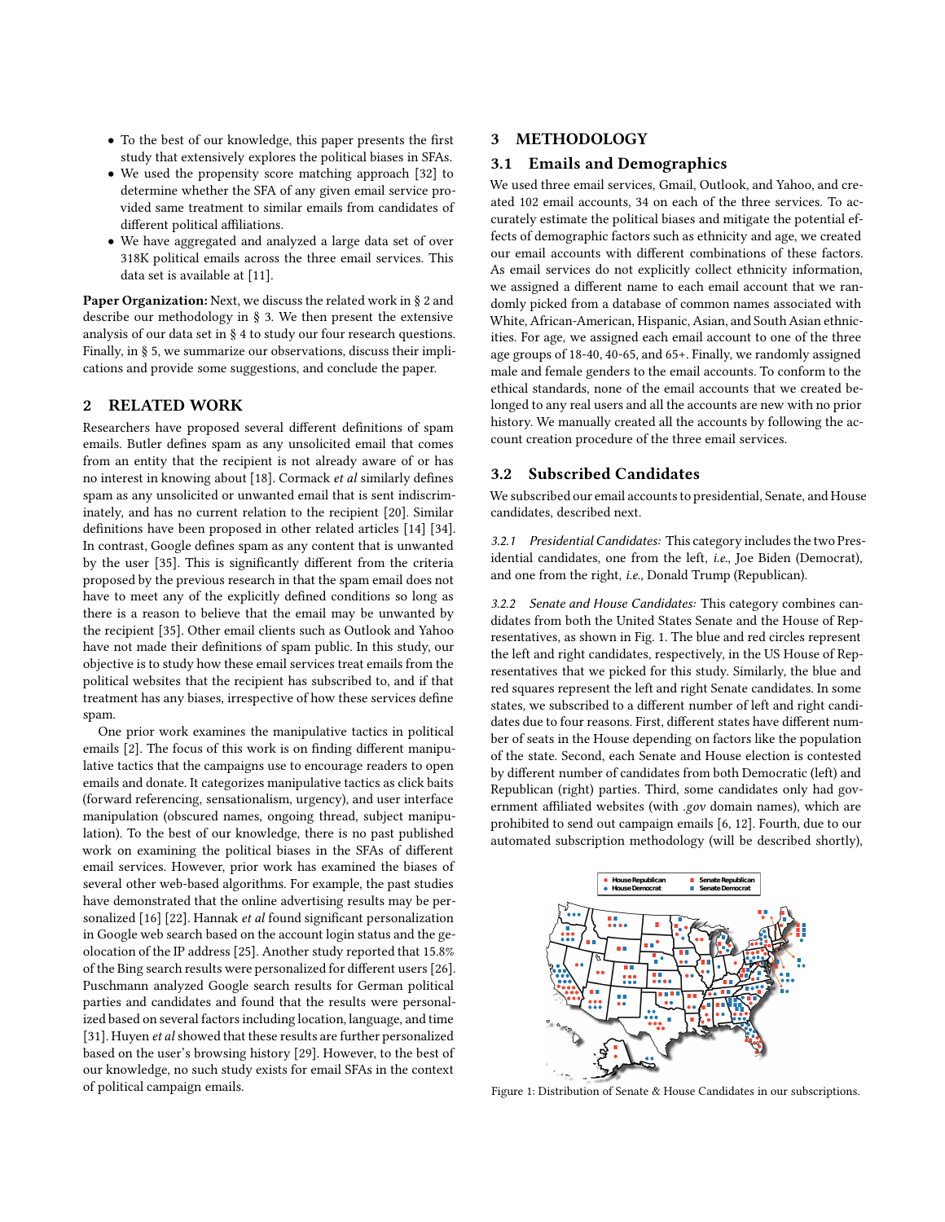- To the best of our knowledge, this paper presents the first study that extensively explores the political biases in SFAs.
- We used the propensity score matching approach [32] to determine whether the SFA of any given email service provided same treatment to similar emails from candidates of different political affiliations.
- We have aggregated and analyzed a large data set of over 318K political emails across the three email services. This data set is available at [11].

**Paper Organization:** Next, we discuss the related work in § 2 and describe our methodology in § 3. We then present the extensive analysis of our data set in § 4 to study our four research questions. Finally, in § 5, we summarize our observations, discuss their implications and provide some suggestions, and conclude the paper.

## 2 RELATED WORK

Researchers have proposed several different definitions of spam emails. Butler defines spam as any unsolicited email that comes from an entity that the recipient is not already aware of or has no interest in knowing about [18]. Cormack *et al* similarly defines spam as any unsolicited or unwanted email that is sent indiscriminately, and has no current relation to the recipient [20]. Similar definitions have been proposed in other related articles [14] [34]. In contrast, Google defines spam as any content that is unwanted by the user [35]. This is significantly different from the criteria proposed by the previous research in that the spam email does not have to meet any of the explicitly defined conditions so long as there is a reason to believe that the email may be unwanted by the recipient [35]. Other email clients such as Outlook and Yahoo have not made their definitions of spam public. In this study, our objective is to study how these email services treat emails from the political websites that the recipient has subscribed to, and if that treatment has any biases, irrespective of how these services define spam.

One prior work examines the manipulative tactics in political emails [2]. The focus of this work is on finding different manipulative tactics that the campaigns use to encourage readers to open emails and donate. It categorizes manipulative tactics as click baits (forward referencing, sensationalism, urgency), and user interface manipulation (obscured names, ongoing thread, subject manipulation). To the best of our knowledge, there is no past published work on examining the political biases in the SFAs of different email services. However, prior work has examined the biases of several other web-based algorithms. For example, the past studies have demonstrated that the online advertising results may be personalized [16] [22]. Hannak *et al* found significant personalization in Google web search based on the account login status and the geolocation of the IP address [25]. Another study reported that 15.8% of the Bing search results were personalized for different users [26]. Puschmann analyzed Google search results for German political parties and candidates and found that the results were personalized based on several factors including location, language, and time [31]. Huyen *et al* showed that these results are further personalized based on the user's browsing history [29]. However, to the best of our knowledge, no such study exists for email SFAs in the context of political campaign emails.

## 3 METHODOLOGY

### 3.1 Emails and Demographics

We used three email services, Gmail, Outlook, and Yahoo, and created 102 email accounts, 34 on each of the three services. To accurately estimate the political biases and mitigate the potential effects of demographic factors such as ethnicity and age, we created our email accounts with different combinations of these factors. As email services do not explicitly collect ethnicity information, we assigned a different name to each email account that we randomly picked from a database of common names associated with White, African-American, Hispanic, Asian, and South Asian ethnicities. For age, we assigned each email account to one of the three age groups of 18-40, 40-65, and 65+. Finally, we randomly assigned male and female genders to the email accounts. To conform to the ethical standards, none of the email accounts that we created belonged to any real users and all the accounts are new with no prior history. We manually created all the accounts by following the account creation procedure of the three email services.

### 3.2 Subscribed Candidates

We subscribed our email accounts to presidential, Senate, and House candidates, described next.

*3.2.1 Presidential Candidates:* This category includes the two Presidential candidates, one from the left, *i.e.*, Joe Biden (Democrat), and one from the right, *i.e.*, Donald Trump (Republican).

*3.2.2 Senate and House Candidates:* This category combines candidates from both the United States Senate and the House of Representatives, as shown in Fig. 1. The blue and red circles represent the left and right candidates, respectively, in the US House of Representatives that we picked for this study. Similarly, the blue and red squares represent the left and right Senate candidates. In some states, we subscribed to a different number of left and right candidates due to four reasons. First, different states have different number of seats in the House depending on factors like the population of the state. Second, each Senate and House election is contested by different number of candidates from both Democratic (left) and Republican (right) parties. Third, some candidates only had government affiliated websites (with *.gov* domain names), which are prohibited to send out campaign emails [6, 12]. Fourth, due to our automated subscription methodology (will be described shortly),

Figure 1: Distribution of Senate & House Candidates in our subscriptions.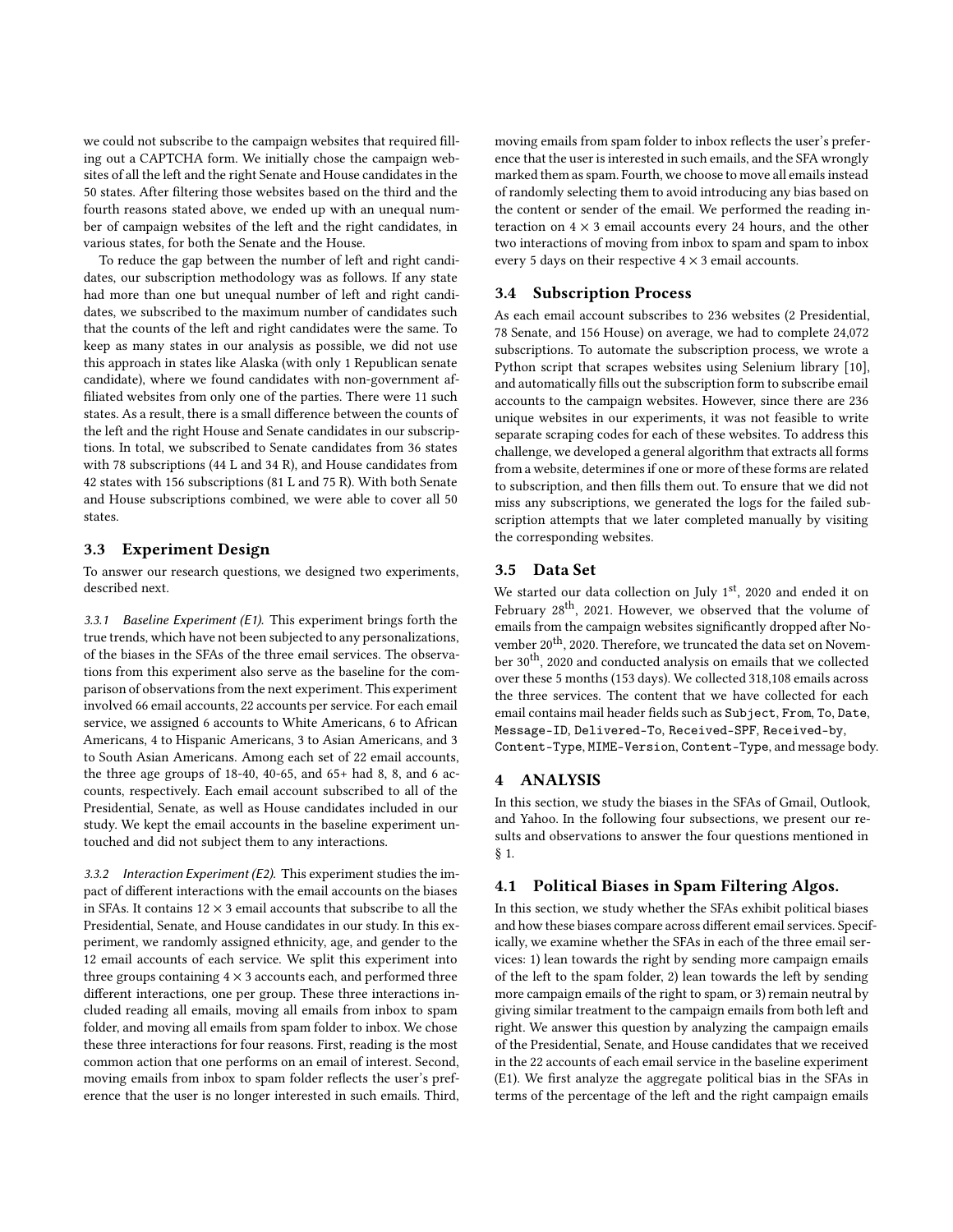we could not subscribe to the campaign websites that required filling out a CAPTCHA form. We initially chose the campaign websites of all the left and the right Senate and House candidates in the 50 states. After filtering those websites based on the third and the fourth reasons stated above, we ended up with an unequal number of campaign websites of the left and the right candidates, in various states, for both the Senate and the House.

To reduce the gap between the number of left and right candidates, our subscription methodology was as follows. If any state had more than one but unequal number of left and right candidates, we subscribed to the maximum number of candidates such that the counts of the left and right candidates were the same. To keep as many states in our analysis as possible, we did not use this approach in states like Alaska (with only 1 Republican senate candidate), where we found candidates with non-government affiliated websites from only one of the parties. There were 11 such states. As a result, there is a small difference between the counts of the left and the right House and Senate candidates in our subscriptions. In total, we subscribed to Senate candidates from 36 states with 78 subscriptions (44 L and 34 R), and House candidates from 42 states with 156 subscriptions (81 L and 75 R). With both Senate and House subscriptions combined, we were able to cover all 50 states.

## 3.3 Experiment Design

To answer our research questions, we designed two experiments, described next.

*3.3.1 Baseline Experiment (E1).* This experiment brings forth the true trends, which have not been subjected to any personalizations, of the biases in the SFAs of the three email services. The observations from this experiment also serve as the baseline for the comparison of observations from the next experiment. This experiment involved 66 email accounts, 22 accounts per service. For each email service, we assigned 6 accounts to White Americans, 6 to African Americans, 4 to Hispanic Americans, 3 to Asian Americans, and 3 to South Asian Americans. Among each set of 22 email accounts, the three age groups of 18-40, 40-65, and 65+ had 8, 8, and 6 accounts, respectively. Each email account subscribed to all of the Presidential, Senate, as well as House candidates included in our study. We kept the email accounts in the baseline experiment untouched and did not subject them to any interactions.

*3.3.2 Interaction Experiment (E2).* This experiment studies the impact of different interactions with the email accounts on the biases in SFAs. It contains $12 \times 3$ email accounts that subscribe to all the Presidential, Senate, and House candidates in our study. In this experiment, we randomly assigned ethnicity, age, and gender to the 12 email accounts of each service. We split this experiment into three groups containing $4 \times 3$ accounts each, and performed three different interactions, one per group. These three interactions included reading all emails, moving all emails from inbox to spam folder, and moving all emails from spam folder to inbox. We chose these three interactions for four reasons. First, reading is the most common action that one performs on an email of interest. Second, moving emails from inbox to spam folder reflects the user's preference that the user is no longer interested in such emails. Third, moving emails from spam folder to inbox reflects the user's preference that the user is interested in such emails, and the SFA wrongly marked them as spam. Fourth, we choose to move all emails instead of randomly selecting them to avoid introducing any bias based on the content or sender of the email. We performed the reading interaction on $4 \times 3$ email accounts every 24 hours, and the other two interactions of moving from inbox to spam and spam to inbox every 5 days on their respective $4 \times 3$ email accounts.

## 3.4 Subscription Process

As each email account subscribes to 236 websites (2 Presidential, 78 Senate, and 156 House) on average, we had to complete 24,072 subscriptions. To automate the subscription process, we wrote a Python script that scrapes websites using Selenium library [10], and automatically fills out the subscription form to subscribe email accounts to the campaign websites. However, since there are 236 unique websites in our experiments, it was not feasible to write separate scraping codes for each of these websites. To address this challenge, we developed a general algorithm that extracts all forms from a website, determines if one or more of these forms are related to subscription, and then fills them out. To ensure that we did not miss any subscriptions, we generated the logs for the failed subscription attempts that we later completed manually by visiting the corresponding websites.

## 3.5 Data Set

We started our data collection on July 1st, 2020 and ended it on February 28th, 2021. However, we observed that the volume of emails from the campaign websites significantly dropped after November 20th, 2020. Therefore, we truncated the data set on November 30th, 2020 and conducted analysis on emails that we collected over these 5 months (153 days). We collected 318,108 emails across the three services. The content that we have collected for each email contains mail header fields such as `Subject`, `From`, `To`, `Date`, `Message-ID`, `Delivered-To`, `Received-SPF`, `Received-by`, `Content-Type`, `MIME-Version`, `Content-Type`, and message body.

# 4 ANALYSIS

In this section, we study the biases in the SFAs of Gmail, Outlook, and Yahoo. In the following four subsections, we present our results and observations to answer the four questions mentioned in § 1.

## 4.1 Political Biases in Spam Filtering Algos.

In this section, we study whether the SFAs exhibit political biases and how these biases compare across different email services. Specifically, we examine whether the SFAs in each of the three email services: 1) lean towards the right by sending more campaign emails of the left to the spam folder, 2) lean towards the left by sending more campaign emails of the right to spam, or 3) remain neutral by giving similar treatment to the campaign emails from both left and right. We answer this question by analyzing the campaign emails of the Presidential, Senate, and House candidates that we received in the 22 accounts of each email service in the baseline experiment (E1). We first analyze the aggregate political bias in the SFAs in terms of the percentage of the left and the right campaign emails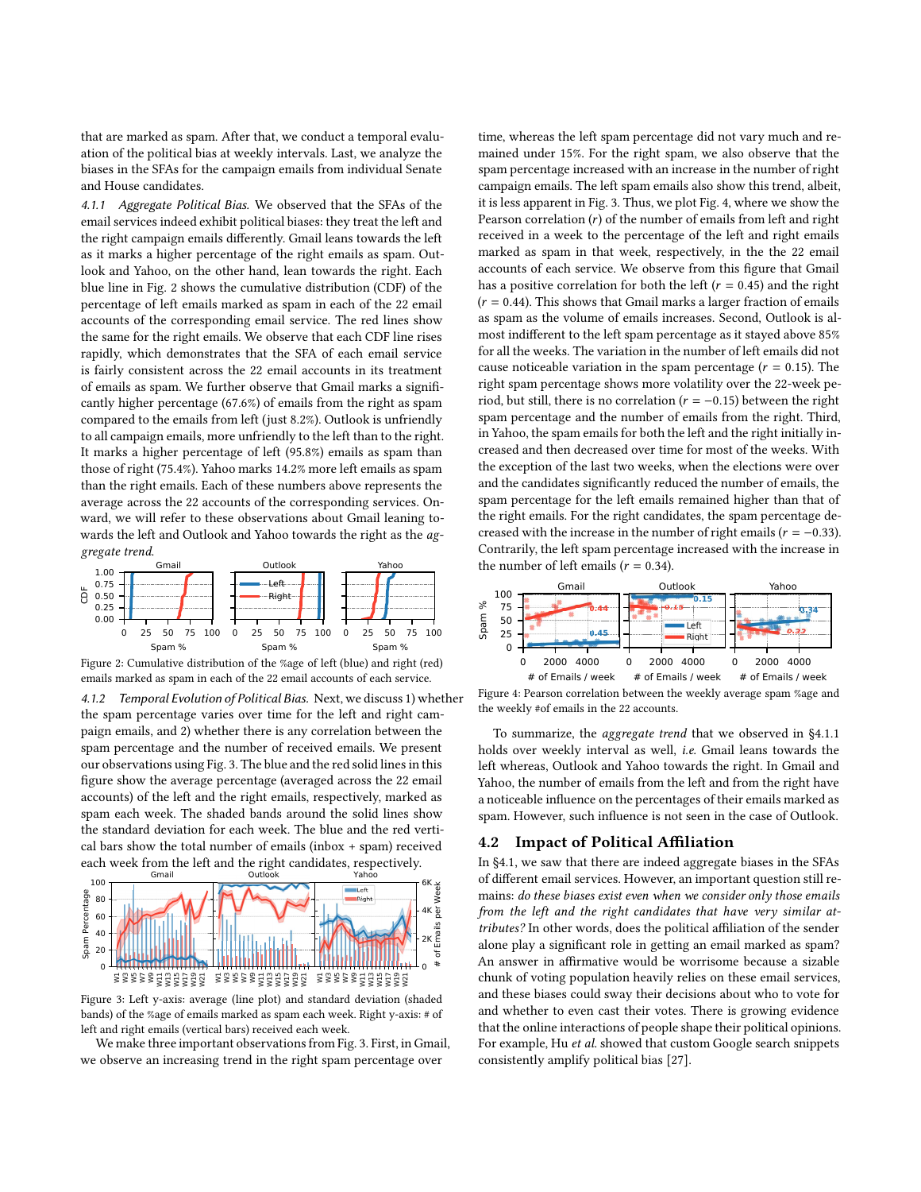that are marked as spam. After that, we conduct a temporal evaluation of the political bias at weekly intervals. Last, we analyze the biases in the SFAs for the campaign emails from individual Senate and House candidates.

*4.1.1 Aggregate Political Bias.* We observed that the SFAs of the email services indeed exhibit political biases: they treat the left and the right campaign emails differently. Gmail leans towards the left as it marks a higher percentage of the right emails as spam. Outlook and Yahoo, on the other hand, lean towards the right. Each blue line in Fig. 2 shows the cumulative distribution (CDF) of the percentage of left emails marked as spam in each of the 22 email accounts of the corresponding email service. The red lines show the same for the right emails. We observe that each CDF line rises rapidly, which demonstrates that the SFA of each email service is fairly consistent across the 22 email accounts in its treatment of emails as spam. We further observe that Gmail marks a significantly higher percentage (67.6%) of emails from the right as spam compared to the emails from left (just 8.2%). Outlook is unfriendly to all campaign emails, more unfriendly to the left than to the right. It marks a higher percentage of left (95.8%) emails as spam than those of right (75.4%). Yahoo marks 14.2% more left emails as spam than the right emails. Each of these numbers above represents the average across the 22 accounts of the corresponding services. Onward, we will refer to these observations about Gmail leaning towards the left and Outlook and Yahoo towards the right as the *aggregate trend*.

Figure 2: Cumulative distribution of the %age of left (blue) and right (red) emails marked as spam in each of the 22 email accounts of each service.

*4.1.2 Temporal Evolution of Political Bias.* Next, we discuss 1) whether the spam percentage varies over time for the left and right campaign emails, and 2) whether there is any correlation between the spam percentage and the number of received emails. We present our observations using Fig. 3. The blue and the red solid lines in this figure show the average percentage (averaged across the 22 email accounts) of the left and the right emails, respectively, marked as spam each week. The shaded bands around the solid lines show the standard deviation for each week. The blue and the red vertical bars show the total number of emails (inbox + spam) received each week from the left and the right candidates, respectively.

Figure 3: Left y-axis: average (line plot) and standard deviation (shaded bands) of the %age of emails marked as spam each week. Right y-axis: # of left and right emails (vertical bars) received each week.

We make three important observations from Fig. 3. First, in Gmail, we observe an increasing trend in the right spam percentage over time, whereas the left spam percentage did not vary much and remained under 15%. For the right spam, we also observe that the spam percentage increased with an increase in the number of right campaign emails. The left spam emails also show this trend, albeit, it is less apparent in Fig. 3. Thus, we plot Fig. 4, where we show the Pearson correlation ($r$) of the number of emails from left and right received in a week to the percentage of the left and right emails marked as spam in that week, respectively, in the 22 email accounts of each service. We observe from this figure that Gmail has a positive correlation for both the left ($r = 0.45$) and the right ($r = 0.44$). This shows that Gmail marks a larger fraction of emails as spam as the volume of emails increases. Second, Outlook is almost indifferent to the left spam percentage as it stayed above 85% for all the weeks. The variation in the number of left emails did not cause noticeable variation in the spam percentage ($r = 0.15$). The right spam percentage shows more volatility over the 22-week period, but still, there is no correlation ($r = -0.15$) between the right spam percentage and the number of emails from the right. Third, in Yahoo, the spam emails for both the left and the right initially increased and then decreased over time for most of the weeks. With the exception of the last two weeks, when the elections were over and the candidates significantly reduced the number of emails, the spam percentage for the left emails remained higher than that of the right emails. For the right candidates, the spam percentage decreased with the increase in the number of right emails ($r = -0.33$). Contrarily, the left spam percentage increased with the increase in the number of left emails ($r = 0.34$).

Figure 4: Pearson correlation between the weekly average spam %age and the weekly #of emails in the 22 accounts.

To summarize, the *aggregate trend* that we observed in §4.1.1 holds over weekly interval as well, *i.e.* Gmail leans towards the left whereas, Outlook and Yahoo towards the right. In Gmail and Yahoo, the number of emails from the left and from the right have a noticeable influence on the percentages of their emails marked as spam. However, such influence is not seen in the case of Outlook.

## 4.2 Impact of Political Affiliation

In §4.1, we saw that there are indeed aggregate biases in the SFAs of different email services. However, an important question still remains: *do these biases exist even when we consider only those emails from the left and the right candidates that have very similar attributes?* In other words, does the political affiliation of the sender alone play a significant role in getting an email marked as spam? An answer in affirmative would be worrisome because a sizable chunk of voting population heavily relies on these email services, and these biases could sway their decisions about who to vote for and whether to even cast their votes. There is growing evidence that the online interactions of people shape their political opinions. For example, Hu *et al.* showed that custom Google search snippets consistently amplify political bias [27].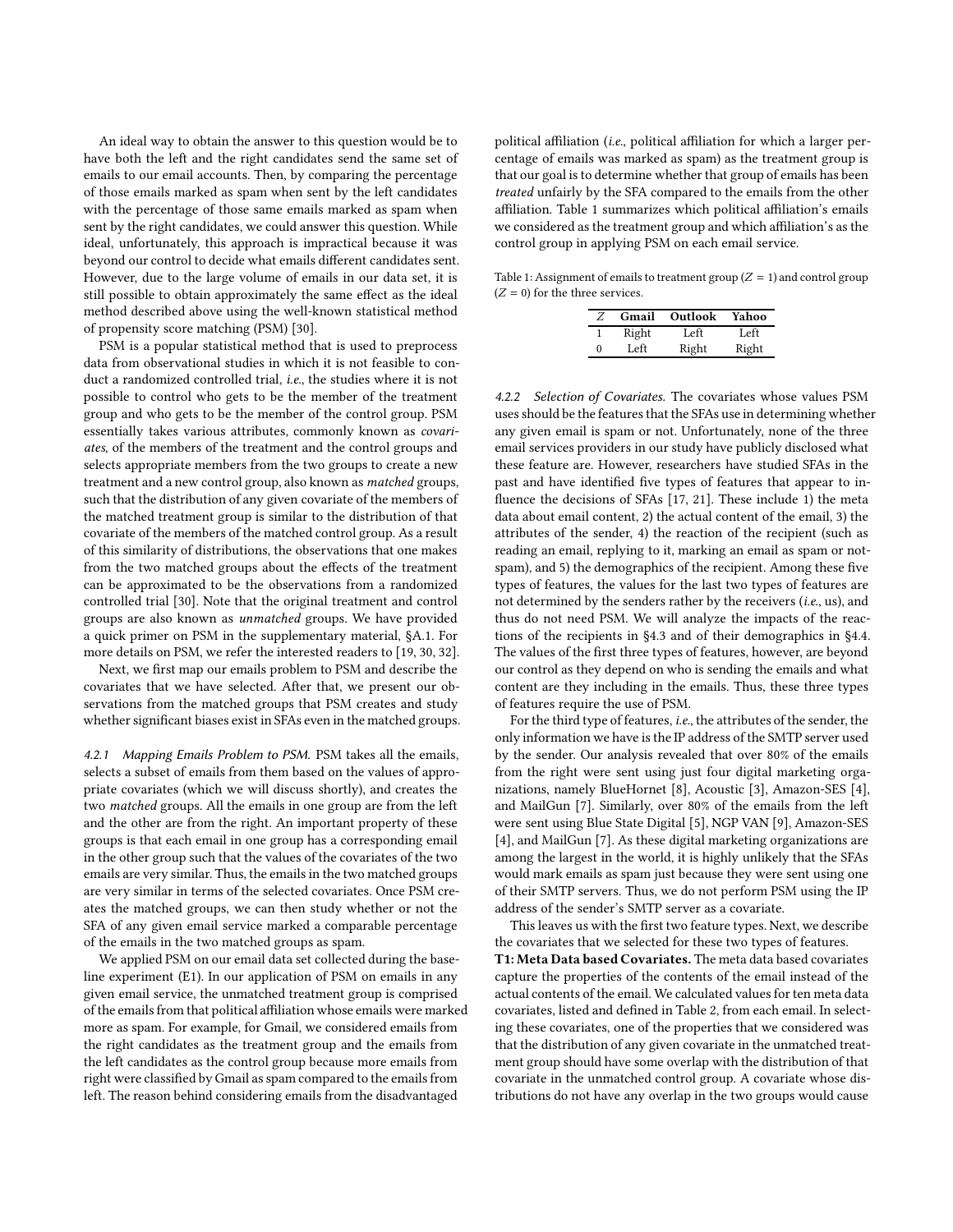An ideal way to obtain the answer to this question would be to have both the left and the right candidates send the same set of emails to our email accounts. Then, by comparing the percentage of those emails marked as spam when sent by the left candidates with the percentage of those same emails marked as spam when sent by the right candidates, we could answer this question. While ideal, unfortunately, this approach is impractical because it was beyond our control to decide what emails different candidates sent. However, due to the large volume of emails in our data set, it is still possible to obtain approximately the same effect as the ideal method described above using the well-known statistical method of propensity score matching (PSM) [30].

PSM is a popular statistical method that is used to preprocess data from observational studies in which it is not feasible to conduct a randomized controlled trial, *i.e.*, the studies where it is not possible to control who gets to be the member of the treatment group and who gets to be the member of the control group. PSM essentially takes various attributes, commonly known as *covariates*, of the members of the treatment and the control groups and selects appropriate members from the two groups to create a new treatment and a new control group, also known as *matched* groups, such that the distribution of any given covariate of the members of the matched treatment group is similar to the distribution of that covariate of the members of the matched control group. As a result of this similarity of distributions, the observations that one makes from the two matched groups about the effects of the treatment can be approximated to be the observations from a randomized controlled trial [30]. Note that the original treatment and control groups are also known as *unmatched* groups. We have provided a quick primer on PSM in the supplementary material, §A.1. For more details on PSM, we refer the interested readers to [19, 30, 32].

Next, we first map our emails problem to PSM and describe the covariates that we have selected. After that, we present our observations from the matched groups that PSM creates and study whether significant biases exist in SFAs even in the matched groups.

#### 4.2.1 Mapping Emails Problem to PSM.

PSM takes all the emails, selects a subset of emails from them based on the values of appropriate covariates (which we will discuss shortly), and creates the two *matched* groups. All the emails in one group are from the left and the other are from the right. An important property of these groups is that each email in one group has a corresponding email in the other group such that the values of the covariates of the two emails are very similar. Thus, the emails in the two matched groups are very similar in terms of the selected covariates. Once PSM creates the matched groups, we can then study whether or not the SFA of any given email service marked a comparable percentage of the emails in the two matched groups as spam.

We applied PSM on our email data set collected during the baseline experiment (E1). In our application of PSM on emails in any given email service, the unmatched treatment group is comprised of the emails from that political affiliation whose emails were marked more as spam. For example, for Gmail, we considered emails from the right candidates as the treatment group and the emails from the left candidates as the control group because more emails from right were classified by Gmail as spam compared to the emails from left. The reason behind considering emails from the disadvantaged political affiliation (*i.e.*, political affiliation for which a larger percentage of emails was marked as spam) as the treatment group is that our goal is to determine whether that group of emails has been *treated* unfairly by the SFA compared to the emails from the other affiliation. Table 1 summarizes which political affiliation's emails we considered as the treatment group and which affiliation's as the control group in applying PSM on each email service.

Table 1: Assignment of emails to treatment group ($Z = 1$) and control group ($Z = 0$) for the three services.

| $Z$ | Gmail | Outlook | Yahoo |
|---|---|---|---|
| 1 | Right | Left | Left |
| 0 | Left | Right | Right |

#### 4.2.2 Selection of Covariates.

The covariates whose values PSM uses should be the features that the SFAs use in determining whether any given email is spam or not. Unfortunately, none of the three email services providers in our study have publicly disclosed what these feature are. However, researchers have studied SFAs in the past and have identified five types of features that appear to influence the decisions of SFAs [17, 21]. These include 1) the meta data about email content, 2) the actual content of the email, 3) the attributes of the sender, 4) the reaction of the recipient (such as reading an email, replying to it, marking an email as spam or not-spam), and 5) the demographics of the recipient. Among these five types of features, the values for the last two types of features are not determined by the senders rather by the receivers (*i.e.*, us), and thus do not need PSM. We will analyze the impacts of the reactions of the recipients in §4.3 and of their demographics in §4.4. The values of the first three types of features, however, are beyond our control as they depend on who is sending the emails and what content are they including in the emails. Thus, these three types of features require the use of PSM.

For the third type of features, *i.e.*, the attributes of the sender, the only information we have is the IP address of the SMTP server used by the sender. Our analysis revealed that over 80% of the emails from the right were sent using just four digital marketing organizations, namely BlueHornet [8], Acoustic [3], Amazon-SES [4], and MailGun [7]. Similarly, over 80% of the emails from the left were sent using Blue State Digital [5], NGP VAN [9], Amazon-SES [4], and MailGun [7]. As these digital marketing organizations are among the largest in the world, it is highly unlikely that the SFAs would mark emails as spam just because they were sent using one of their SMTP servers. Thus, we do not perform PSM using the IP address of the sender's SMTP server as a covariate.

This leaves us with the first two feature types. Next, we describe the covariates that we selected for these two types of features.

**T1: Meta Data based Covariates.** The meta data based covariates capture the properties of the contents of the email instead of the actual contents of the email. We calculated values for ten meta data covariates, listed and defined in Table 2, from each email. In selecting these covariates, one of the properties that we considered was that the distribution of any given covariate in the unmatched treatment group should have some overlap with the distribution of that covariate in the unmatched control group. A covariate whose distributions do not have any overlap in the two groups would cause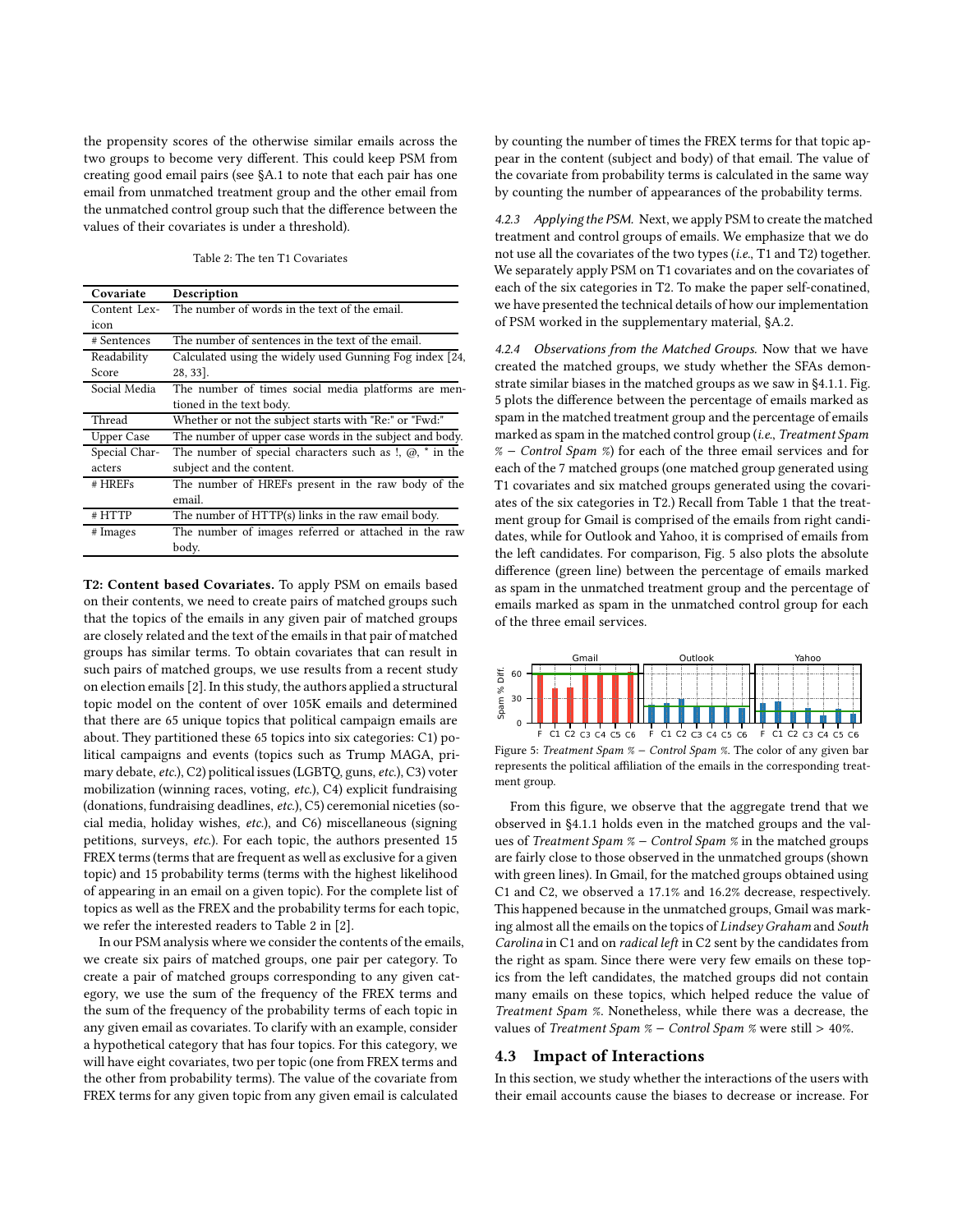the propensity scores of the otherwise similar emails across the two groups to become very different. This could keep PSM from creating good email pairs (see §A.1 to note that each pair has one email from unmatched treatment group and the other email from the unmatched control group such that the difference between the values of their covariates is under a threshold).

Table 2: The ten T1 Covariates

| Covariate | Description |
|---|---|
| Content Lexicon | The number of words in the text of the email. |
| # Sentences | The number of sentences in the text of the email. |
| Readability Score | Calculated using the widely used Gunning Fog index [24, 28, 33]. |
| Social Media | The number of times social media platforms are mentioned in the text body. |
| Thread | Whether or not the subject starts with "Re:" or "Fwd:" |
| Upper Case | The number of upper case words in the subject and body. |
| Special Characters | The number of special characters such as !, @, * in the subject and the content. |
| # HREFs | The number of HREFs present in the raw body of the email. |
| # HTTP | The number of HTTP(s) links in the raw email body. |
| # Images | The number of images referred or attached in the raw body. |

**T2: Content based Covariates.** To apply PSM on emails based on their contents, we need to create pairs of matched groups such that the topics of the emails in any given pair of matched groups are closely related and the text of the emails in that pair of matched groups has similar terms. To obtain covariates that can result in such pairs of matched groups, we use results from a recent study on election emails [2]. In this study, the authors applied a structural topic model on the content of over 105K emails and determined that there are 65 unique topics that political campaign emails are about. They partitioned these 65 topics into six categories: C1) political campaigns and events (topics such as Trump MAGA, primary debate, *etc.*), C2) political issues (LGBTQ, guns, *etc.*), C3) voter mobilization (winning races, voting, *etc.*), C4) explicit fundraising (donations, fundraising deadlines, *etc.*), C5) ceremonial niceties (social media, holiday wishes, *etc.*), and C6) miscellaneous (signing petitions, surveys, *etc.*). For each topic, the authors presented 15 FREX terms (terms that are frequent as well as exclusive for a given topic) and 15 probability terms (terms with the highest likelihood of appearing in an email on a given topic). For the complete list of topics as well as the FREX and the probability terms for each topic, we refer the interested readers to Table 2 in [2].

In our PSM analysis where we consider the contents of the emails, we create six pairs of matched groups, one pair per category. To create a pair of matched groups corresponding to any given category, we use the sum of the frequency of the FREX terms and the sum of the frequency of the probability terms of each topic in any given email as covariates. To clarify with an example, consider a hypothetical category that has four topics. For this category, we will have eight covariates, two per topic (one from FREX terms and the other from probability terms). The value of the covariate from FREX terms for any given topic from any given email is calculated by counting the number of times the FREX terms for that topic appear in the content (subject and body) of that email. The value of the covariate from probability terms is calculated in the same way by counting the number of appearances of the probability terms.

*4.2.3 Applying the PSM.* Next, we apply PSM to create the matched treatment and control groups of emails. We emphasize that we do not use all the covariates of the two types (*i.e.*, T1 and T2) together. We separately apply PSM on T1 covariates and on the covariates of each of the six categories in T2. To make the paper self-conatined, we have presented the technical details of how our implementation of PSM worked in the supplementary material, §A.2.

*4.2.4 Observations from the Matched Groups.* Now that we have created the matched groups, we study whether the SFAs demonstrate similar biases in the matched groups as we saw in §4.1.1. Fig. 5 plots the difference between the percentage of emails marked as spam in the matched treatment group and the percentage of emails marked as spam in the matched control group (*i.e.*, *Treatment Spam % − Control Spam %*) for each of the three email services and for each of the 7 matched groups (one matched group generated using T1 covariates and six matched groups generated using the covariates of the six categories in T2.) Recall from Table 1 that the treatment group for Gmail is comprised of the emails from right candidates, while for Outlook and Yahoo, it is comprised of emails from the left candidates. For comparison, Fig. 5 also plots the absolute difference (green line) between the percentage of emails marked as spam in the unmatched treatment group and the percentage of emails marked as spam in the unmatched control group for each of the three email services.

Figure 5: *Treatment Spam % − Control Spam %*. The color of any given bar represents the political affiliation of the emails in the corresponding treatment group.

From this figure, we observe that the aggregate trend that we observed in §4.1.1 holds even in the matched groups and the values of *Treatment Spam % − Control Spam %* in the matched groups are fairly close to those observed in the unmatched groups (shown with green lines). In Gmail, for the matched groups obtained using C1 and C2, we observed a 17.1% and 16.2% decrease, respectively. This happened because in the unmatched groups, Gmail was marking almost all the emails on the topics of *Lindsey Graham* and *South Carolina* in C1 and on *radical left* in C2 sent by the candidates from the right as spam. Since there were very few emails on these topics from the left candidates, the matched groups did not contain many emails on these topics, which helped reduce the value of *Treatment Spam %*. Nonetheless, while there was a decrease, the values of *Treatment Spam % − Control Spam %* were still > 40%.

## 4.3 Impact of Interactions

In this section, we study whether the interactions of the users with their email accounts cause the biases to decrease or increase. For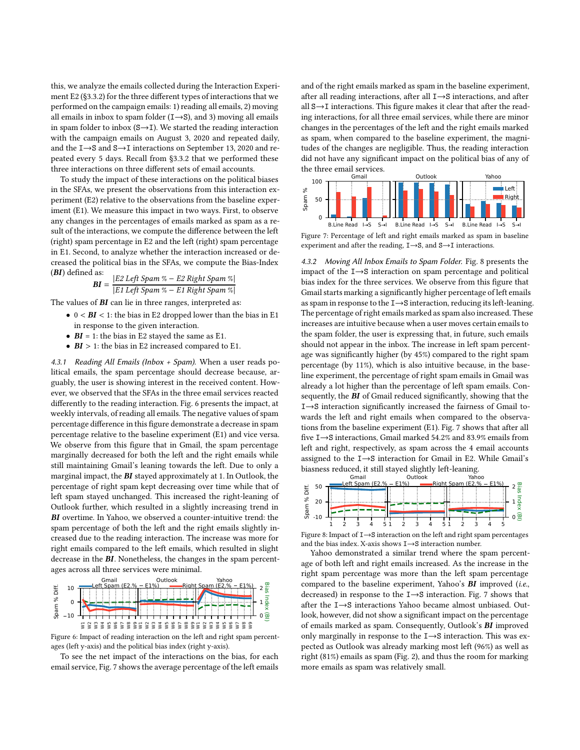this, we analyze the emails collected during the Interaction Experiment E2 (§3.3.2) for the three different types of interactions that we performed on the campaign emails: 1) reading all emails, 2) moving all emails in inbox to spam folder (I→S), and 3) moving all emails in spam folder to inbox (S→I). We started the reading interaction with the campaign emails on August 3, 2020 and repeated daily, and the I→S and S→I interactions on September 13, 2020 and repeated every 5 days. Recall from §3.3.2 that we performed these three interactions on three different sets of email accounts.

To study the impact of these interactions on the political biases in the SFAs, we present the observations from this interaction experiment (E2) relative to the observations from the baseline experiment (E1). We measure this impact in two ways. First, to observe any changes in the percentages of emails marked as spam as a result of the interactions, we compute the difference between the left (right) spam percentage in E2 and the left (right) spam percentage in E1. Second, to analyze whether the interaction increased or decreased the political bias in the SFAs, we compute the Bias-Index (***BI***) defined as:

$$\boldsymbol{BI} = \frac{|E2\ Left\ Spam\ \% - E2\ Right\ Spam\ \%|}{|E1\ Left\ Spam\ \% - E1\ Right\ Spam\ \%|}$$

The values of ***BI*** can lie in three ranges, interpreted as:

- $0 < \boldsymbol{BI} < 1$: the bias in E2 dropped lower than the bias in E1 in response to the given interaction.
- $\boldsymbol{BI} = 1$: the bias in E2 stayed the same as E1.
- $\boldsymbol{BI} > 1$: the bias in E2 increased compared to E1.

*4.3.1 Reading All Emails (Inbox + Spam).* When a user reads political emails, the spam percentage should decrease because, arguably, the user is showing interest in the received content. However, we observed that the SFAs in the three email services reacted differently to the reading interaction. Fig. 6 presents the impact, at weekly intervals, of reading all emails. The negative values of spam percentage difference in this figure demonstrate a decrease in spam percentage relative to the baseline experiment (E1) and vice versa. We observe from this figure that in Gmail, the spam percentage marginally decreased for both the left and the right emails while still maintaining Gmail's leaning towards the left. Due to only a marginal impact, the ***BI*** stayed approximately at 1. In Outlook, the percentage of right spam kept decreasing over time while that of left spam stayed unchanged. This increased the right-leaning of Outlook further, which resulted in a slightly increasing trend in ***BI*** overtime. In Yahoo, we observed a counter-intuitive trend: the spam percentage of both the left and the right emails slightly increased due to the reading interaction. The increase was more for right emails compared to the left emails, which resulted in slight decrease in the ***BI***. Nonetheless, the changes in the spam percentages across all three services were minimal.

Figure 6: Impact of reading interaction on the left and right spam percentages (left y-axis) and the political bias index (right y-axis).

To see the net impact of the interactions on the bias, for each email service, Fig. 7 shows the average percentage of the left emails and of the right emails marked as spam in the baseline experiment, after all reading interactions, after all I→S interactions, and after all S→I interactions. This figure makes it clear that after the reading interactions, for all three email services, while there are minor changes in the percentages of the left and the right emails marked as spam, when compared to the baseline experiment, the magnitudes of the changes are negligible. Thus, the reading interaction did not have any significant impact on the political bias of any of the three email services.

Figure 7: Percentage of left and right emails marked as spam in baseline experiment and after the reading, I→S, and S→I interactions.

*4.3.2 Moving All Inbox Emails to Spam Folder.* Fig. 8 presents the impact of the I→S interaction on spam percentage and political bias index for the three services. We observe from this figure that Gmail starts marking a significantly higher percentage of left emails as spam in response to the I→S interaction, reducing its left-leaning. The percentage of right emails marked as spam also increased. These increases are intuitive because when a user moves certain emails to the spam folder, the user is expressing that, in future, such emails should not appear in the inbox. The increase in left spam percentage was significantly higher (by 45%) compared to the right spam percentage (by 11%), which is also intuitive because, in the baseline experiment, the percentage of right spam emails in Gmail was already a lot higher than the percentage of left spam emails. Consequently, the ***BI*** of Gmail reduced significantly, showing that the I→S interaction significantly increased the fairness of Gmail towards the left and right emails when compared to the observations from the baseline experiment (E1). Fig. 7 shows that after all five I→S interactions, Gmail marked 54.2% and 83.9% emails from left and right, respectively, as spam across the 4 email accounts assigned to the I→S interaction for Gmail in E2. While Gmail's biasness reduced, it still stayed slightly left-leaning.

Figure 8: Impact of I→S interaction on the left and right spam percentages and the bias index. X-axis shows I→S interaction number.

Yahoo demonstrated a similar trend where the spam percentage of both left and right emails increased. As the increase in the right spam percentage was more than the left spam percentage compared to the baseline experiment, Yahoo's ***BI*** improved (*i.e.*, decreased) in response to the I→S interaction. Fig. 7 shows that after the I→S interactions Yahoo became almost unbiased. Outlook, however, did not show a significant impact on the percentage of emails marked as spam. Consequently, Outlook's ***BI*** improved only marginally in response to the I→S interaction. This was expected as Outlook was already marking most left (96%) as well as right (81%) emails as spam (Fig. 2), and thus the room for marking more emails as spam was relatively small.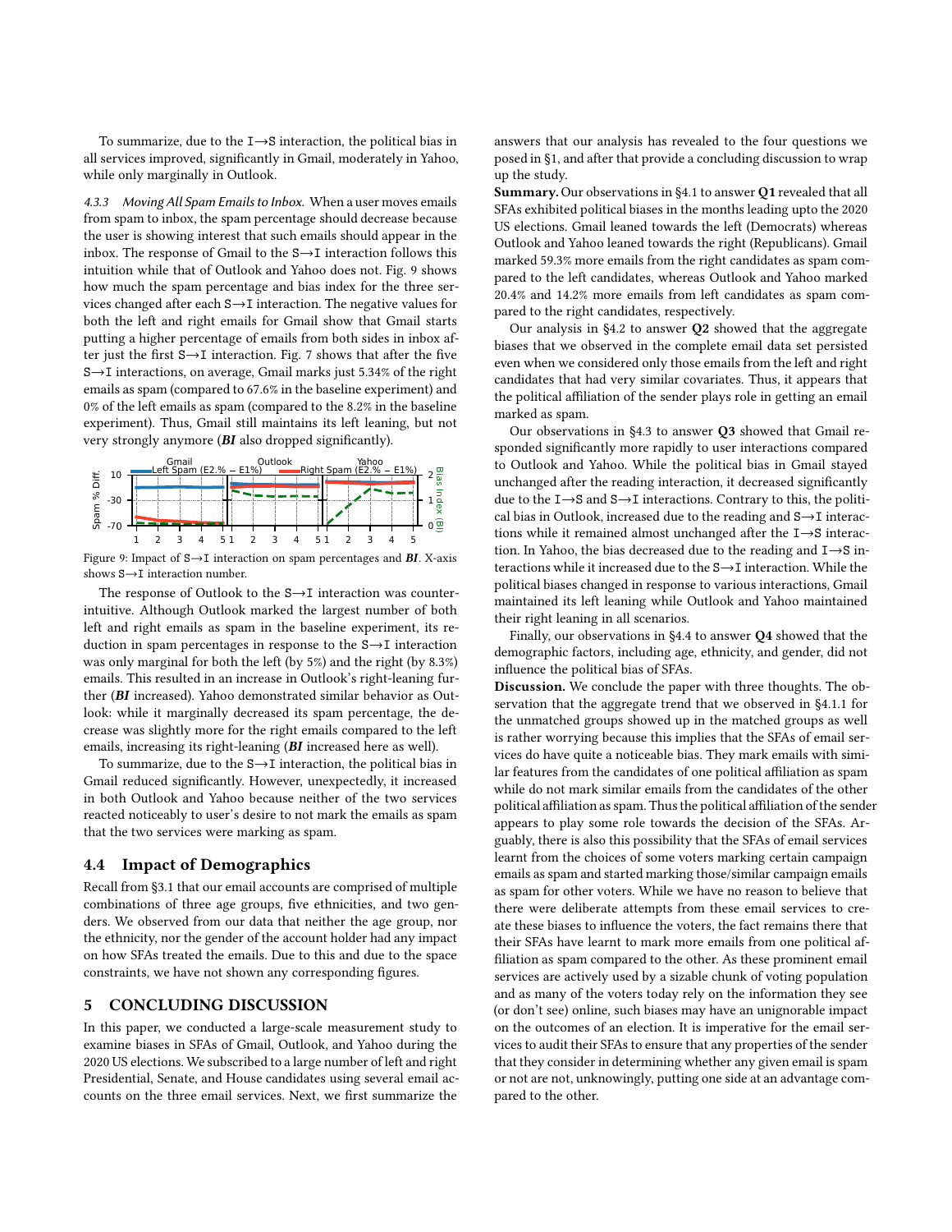To summarize, due to the I⟶S interaction, the political bias in all services improved, significantly in Gmail, moderately in Yahoo, while only marginally in Outlook.

*4.3.3 Moving All Spam Emails to Inbox.* When a user moves emails from spam to inbox, the spam percentage should decrease because the user is showing interest that such emails should appear in the inbox. The response of Gmail to the S⟶I interaction follows this intuition while that of Outlook and Yahoo does not. Fig. 9 shows how much the spam percentage and bias index for the three services changed after each S⟶I interaction. The negative values for both the left and right emails for Gmail show that Gmail starts putting a higher percentage of emails from both sides in inbox after just the first S⟶I interaction. Fig. 7 shows that after the five S⟶I interactions, on average, Gmail marks just 5.34% of the right emails as spam (compared to 67.6% in the baseline experiment) and 0% of the left emails as spam (compared to the 8.2% in the baseline experiment). Thus, Gmail still maintains its left leaning, but not very strongly anymore (***BI*** also dropped significantly).

Figure 9: Impact of S⟶I interaction on spam percentages and ***BI***. X-axis shows S⟶I interaction number.

The response of Outlook to the S⟶I interaction was counter-intuitive. Although Outlook marked the largest number of both left and right emails as spam in the baseline experiment, its reduction in spam percentages in response to the S⟶I interaction was only marginal for both the left (by 5%) and the right (by 8.3%) emails. This resulted in an increase in Outlook's right-leaning further (***BI*** increased). Yahoo demonstrated similar behavior as Outlook: while it marginally decreased its spam percentage, the decrease was slightly more for the right emails compared to the left emails, increasing its right-leaning (***BI*** increased here as well).

To summarize, due to the S⟶I interaction, the political bias in Gmail reduced significantly. However, unexpectedly, it increased in both Outlook and Yahoo because neither of the two services reacted noticeably to user's desire to not mark the emails as spam that the two services were marking as spam.

## 4.4 Impact of Demographics

Recall from §3.1 that our email accounts are comprised of multiple combinations of three age groups, five ethnicities, and two genders. We observed from our data that neither the age group, nor the ethnicity, nor the gender of the account holder had any impact on how SFAs treated the emails. Due to this and due to the space constraints, we have not shown any corresponding figures.

# 5 CONCLUDING DISCUSSION

In this paper, we conducted a large-scale measurement study to examine biases in SFAs of Gmail, Outlook, and Yahoo during the 2020 US elections. We subscribed to a large number of left and right Presidential, Senate, and House candidates using several email accounts on the three email services. Next, we first summarize the answers that our analysis has revealed to the four questions we posed in §1, and after that provide a concluding discussion to wrap up the study.

**Summary.** Our observations in §4.1 to answer **Q1** revealed that all SFAs exhibited political biases in the months leading upto the 2020 US elections. Gmail leaned towards the left (Democrats) whereas Outlook and Yahoo leaned towards the right (Republicans). Gmail marked 59.3% more emails from the right candidates as spam compared to the left candidates, whereas Outlook and Yahoo marked 20.4% and 14.2% more emails from left candidates as spam compared to the right candidates, respectively.

Our analysis in §4.2 to answer **Q2** showed that the aggregate biases that we observed in the complete email data set persisted even when we considered only those emails from the left and right candidates that had very similar covariates. Thus, it appears that the political affiliation of the sender plays role in getting an email marked as spam.

Our observations in §4.3 to answer **Q3** showed that Gmail responded significantly more rapidly to user interactions compared to Outlook and Yahoo. While the political bias in Gmail stayed unchanged after the reading interaction, it decreased significantly due to the I⟶S and S⟶I interactions. Contrary to this, the political bias in Outlook, increased due to the reading and S⟶I interactions while it remained almost unchanged after the I⟶S interaction. In Yahoo, the bias decreased due to the reading and I⟶S interactions while it increased due to the S⟶I interaction. While the political biases changed in response to various interactions, Gmail maintained its left leaning while Outlook and Yahoo maintained their right leaning in all scenarios.

Finally, our observations in §4.4 to answer **Q4** showed that the demographic factors, including age, ethnicity, and gender, did not influence the political bias of SFAs.

**Discussion.** We conclude the paper with three thoughts. The observation that the aggregate trend that we observed in §4.1.1 for the unmatched groups showed up in the matched groups as well is rather worrying because this implies that the SFAs of email services do have quite a noticeable bias. They mark emails with similar features from the candidates of one political affiliation as spam while do not mark similar emails from the candidates of the other political affiliation as spam. Thus the political affiliation of the sender appears to play some role towards the decision of the SFAs. Arguably, there is also this possibility that the SFAs of email services learnt from the choices of some voters marking certain campaign emails as spam and started marking those/similar campaign emails as spam for other voters. While we have no reason to believe that there were deliberate attempts from these email services to create these biases to influence the voters, the fact remains there that their SFAs have learnt to mark more emails from one political affiliation as spam compared to the other. As these prominent email services are actively used by a sizable chunk of voting population and as many of the voters today rely on the information they see (or don't see) online, such biases may have an unignorable impact on the outcomes of an election. It is imperative for the email services to audit their SFAs to ensure that any properties of the sender that they consider in determining whether any given email is spam or not are not, unknowingly, putting one side at an advantage compared to the other.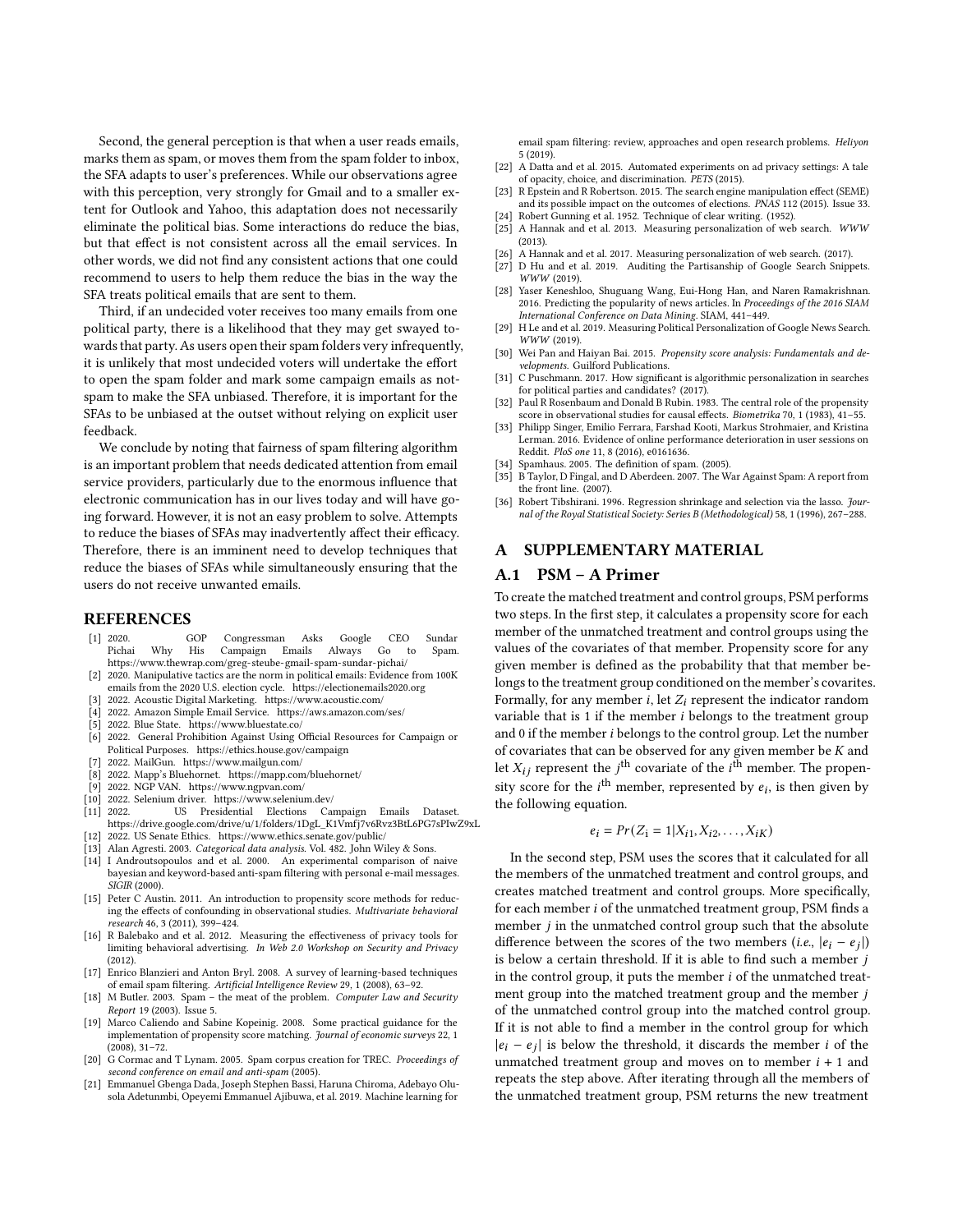Second, the general perception is that when a user reads emails, marks them as spam, or moves them from the spam folder to inbox, the SFA adapts to user's preferences. While our observations agree with this perception, very strongly for Gmail and to a smaller extent for Outlook and Yahoo, this adaptation does not necessarily eliminate the political bias. Some interactions do reduce the bias, but that effect is not consistent across all the email services. In other words, we did not find any consistent actions that one could recommend to users to help them reduce the bias in the way the SFA treats political emails that are sent to them.

Third, if an undecided voter receives too many emails from one political party, there is a likelihood that they may get swayed towards that party. As users open their spam folders very infrequently, it is unlikely that most undecided voters will undertake the effort to open the spam folder and mark some campaign emails as not-spam to make the SFA unbiased. Therefore, it is important for the SFAs to be unbiased at the outset without relying on explicit user feedback.

We conclude by noting that fairness of spam filtering algorithm is an important problem that needs dedicated attention from email service providers, particularly due to the enormous influence that electronic communication has in our lives today and will have going forward. However, it is not an easy problem to solve. Attempts to reduce the biases of SFAs may inadvertently affect their efficacy. Therefore, there is an imminent need to develop techniques that reduce the biases of SFAs while simultaneously ensuring that the users do not receive unwanted emails.

## REFERENCES

- [1] 2020. GOP Congressman Asks Google CEO Sundar Pichai Why His Campaign Emails Always Go to Spam. https://www.thewrap.com/greg-steube-gmail-spam-sundar-pichai/
- [2] 2020. Manipulative tactics are the norm in political emails: Evidence from 100K emails from the 2020 U.S. election cycle. https://electionemails2020.org
- [3] 2022. Acoustic Digital Marketing. https://www.acoustic.com/
- [4] 2022. Amazon Simple Email Service. https://aws.amazon.com/ses/
- [5] 2022. Blue State. https://www.bluestate.co/
- [6] 2022. General Prohibition Against Using Official Resources for Campaign or Political Purposes. https://ethics.house.gov/campaign
- [7] 2022. MailGun. https://www.mailgun.com/
- [8] 2022. Mapp's Bluehornet. https://mapp.com/bluehornet/
- [9] 2022. NGP VAN. https://www.ngpvan.com/
- [10] 2022. Selenium driver. https://www.selenium.dev/
- [11] 2022. US Presidential Elections Campaign Emails Dataset. https://drive.google.com/drive/u/1/folders/1DgL_K1Vmfj7v6Rvz3BtL6PG7sPIwZ9xL
- [12] 2022. US Senate Ethics. https://www.ethics.senate.gov/public/
- [13] Alan Agresti. 2003. *Categorical data analysis*. Vol. 482. John Wiley & Sons.
- [14] I Androutsopoulos and et al. 2000. An experimental comparison of naive bayesian and keyword-based anti-spam filtering with personal e-mail messages. *SIGIR* (2000).
- [15] Peter C Austin. 2011. An introduction to propensity score methods for reducing the effects of confounding in observational studies. *Multivariate behavioral research* 46, 3 (2011), 399–424.
- [16] R Balebako and et al. 2012. Measuring the effectiveness of privacy tools for limiting behavioral advertising. *In Web 2.0 Workshop on Security and Privacy* (2012).
- [17] Enrico Blanzieri and Anton Bryl. 2008. A survey of learning-based techniques of email spam filtering. *Artificial Intelligence Review* 29, 1 (2008), 63–92.
- [18] M Butler. 2003. Spam – the meat of the problem. *Computer Law and Security Report* 19 (2003). Issue 5.
- [19] Marco Caliendo and Sabine Kopeinig. 2008. Some practical guidance for the implementation of propensity score matching. *Journal of economic surveys* 22, 1 (2008), 31–72.
- [20] G Cormac and T Lynam. 2005. Spam corpus creation for TREC. *Proceedings of second conference on email and anti-spam* (2005).
- [21] Emmanuel Gbenga Dada, Joseph Stephen Bassi, Haruna Chiroma, Adebayo Olusola Adetunmbi, Opeyemi Emmanuel Ajibuwa, et al. 2019. Machine learning for email spam filtering: review, approaches and open research problems. *Heliyon* 5 (2019).
- [22] A Datta and et al. 2015. Automated experiments on ad privacy settings: A tale of opacity, choice, and discrimination. *PETS* (2015).
- [23] R Epstein and R Robertson. 2015. The search engine manipulation effect (SEME) and its possible impact on the outcomes of elections. *PNAS* 112 (2015). Issue 33.
- [24] Robert Gunning et al. 1952. Technique of clear writing. (1952).
- [25] A Hannak and et al. 2013. Measuring personalization of web search. *WWW* (2013).
- [26] A Hannak and et al. 2017. Measuring personalization of web search. (2017).
- [27] D Hu and et al. 2019. Auditing the Partisanship of Google Search Snippets. *WWW* (2019).
- [28] Yaser Keneshloo, Shuguang Wang, Eui-Hong Han, and Naren Ramakrishnan. 2016. Predicting the popularity of news articles. In *Proceedings of the 2016 SIAM International Conference on Data Mining*. SIAM, 441–449.
- [29] H Le and et al. 2019. Measuring Political Personalization of Google News Search. *WWW* (2019).
- [30] Wei Pan and Haiyan Bai. 2015. *Propensity score analysis: Fundamentals and developments*. Guilford Publications.
- [31] C Puschmann. 2017. How significant is algorithmic personalization in searches for political parties and candidates? (2017).
- [32] Paul R Rosenbaum and Donald B Rubin. 1983. The central role of the propensity score in observational studies for causal effects. *Biometrika* 70, 1 (1983), 41–55.
- [33] Philipp Singer, Emilio Ferrara, Farshad Kooti, Markus Strohmaier, and Kristina Lerman. 2016. Evidence of online performance deterioration in user sessions on Reddit. *PloS one* 11, 8 (2016), e0161636.
- [34] Spamhaus. 2005. The definition of spam. (2005).
- [35] B Taylor, D Fingal, and D Aberdeen. 2007. The War Against Spam: A report from the front line. (2007).
- [36] Robert Tibshirani. 1996. Regression shrinkage and selection via the lasso. *Journal of the Royal Statistical Society: Series B (Methodological)* 58, 1 (1996), 267–288.

# A SUPPLEMENTARY MATERIAL

## A.1 PSM – A Primer

To create the matched treatment and control groups, PSM performs two steps. In the first step, it calculates a propensity score for each member of the unmatched treatment and control groups using the values of the covariates of that member. Propensity score for any given member is defined as the probability that that member belongs to the treatment group conditioned on the member's covarites. Formally, for any member $i$, let $Z_i$ represent the indicator random variable that is 1 if the member $i$ belongs to the treatment group and 0 if the member $i$ belongs to the control group. Let the number of covariates that can be observed for any given member be $K$ and let $X_{ij}$ represent the $j^{\text{th}}$ covariate of the $i^{\text{th}}$ member. The propensity score for the $i^{\text{th}}$ member, represented by $e_i$, is then given by the following equation.

$$e_i = Pr(Z_{\text{i}} = 1 | X_{i1}, X_{i2}, \ldots, X_{iK})$$

In the second step, PSM uses the scores that it calculated for all the members of the unmatched treatment and control groups, and creates matched treatment and control groups. More specifically, for each member $i$ of the unmatched treatment group, PSM finds a member $j$ in the unmatched control group such that the absolute difference between the scores of the two members (*i.e.*, $|e_i - e_j|$) is below a certain threshold. If it is able to find such a member $j$ in the control group, it puts the member $i$ of the unmatched treatment group into the matched treatment group and the member $j$ of the unmatched control group into the matched control group. If it is not able to find a member in the control group for which $|e_i - e_j|$ is below the threshold, it discards the member $i$ of the unmatched treatment group and moves on to member $i + 1$ and repeats the step above. After iterating through all the members of the unmatched treatment group, PSM returns the new treatment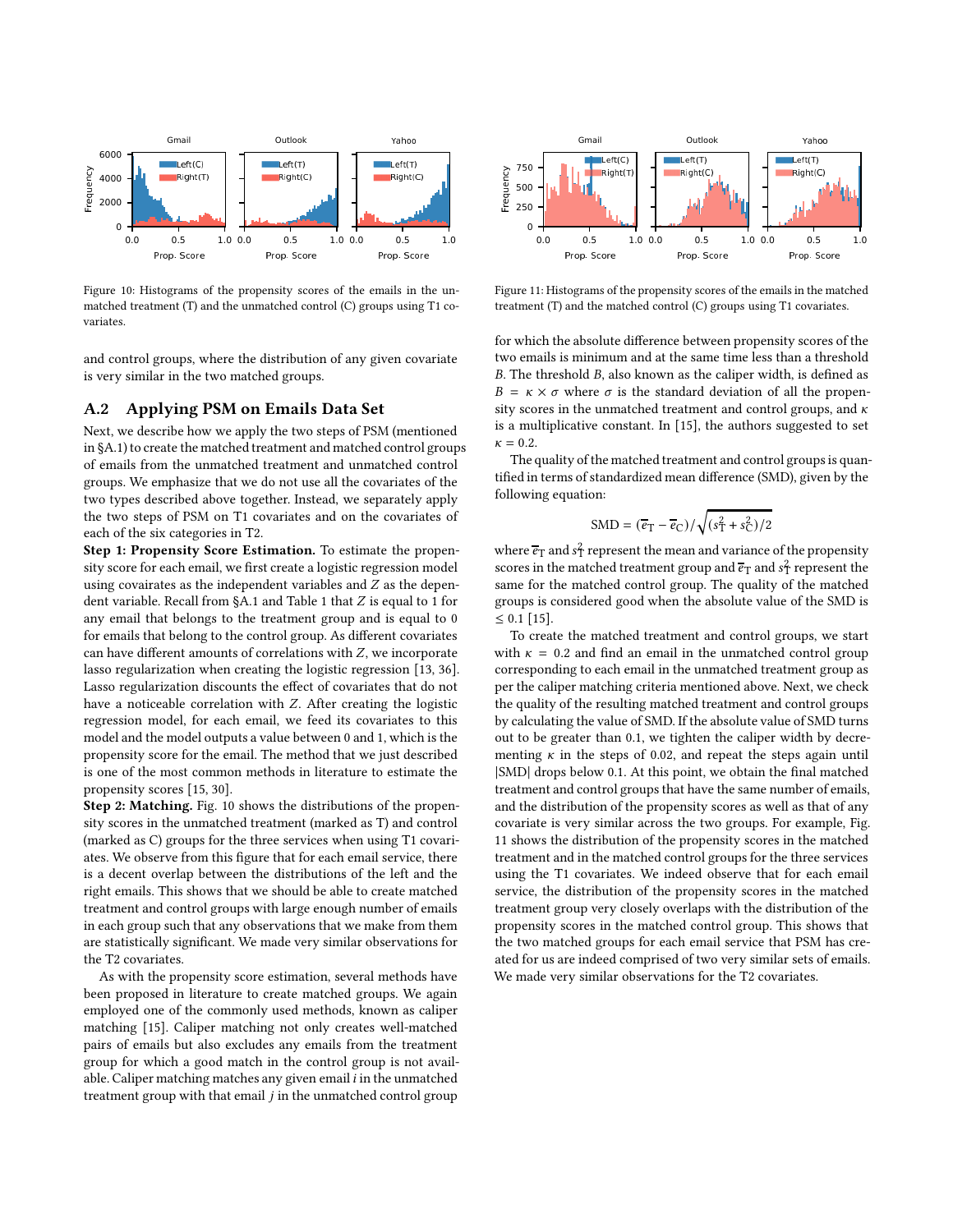Gmail

Outlook

Yahoo

Frequency

6000

4000

2000

0

Left(C)

Right(T)

Left(T)

Right(C)

Left(T)

Right(C)

0.0 0.5 1.0

Prop. Score

Figure 10: Histograms of the propensity scores of the emails in the unmatched treatment (T) and the unmatched control (C) groups using T1 covariates.

Gmail

Outlook

Yahoo

Frequency

750

500

250

0

Left(C)

Right(T)

Left(T)

Right(C)

Left(T)

Right(C)

0.0 0.5 1.0

Prop. Score

Figure 11: Histograms of the propensity scores of the emails in the matched treatment (T) and the matched control (C) groups using T1 covariates.

and control groups, where the distribution of any given covariate is very similar in the two matched groups.

## A.2 Applying PSM on Emails Data Set

Next, we describe how we apply the two steps of PSM (mentioned in §A.1) to create the matched treatment and matched control groups of emails from the unmatched treatment and unmatched control groups. We emphasize that we do not use all the covariates of the two types described above together. Instead, we separately apply the two steps of PSM on T1 covariates and on the covariates of each of the six categories in T2.

**Step 1: Propensity Score Estimation.** To estimate the propensity score for each email, we first create a logistic regression model using covairates as the independent variables and $Z$ as the dependent variable. Recall from §A.1 and Table 1 that $Z$ is equal to 1 for any email that belongs to the treatment group and is equal to 0 for emails that belong to the control group. As different covariates can have different amounts of correlations with $Z$, we incorporate lasso regularization when creating the logistic regression [13, 36]. Lasso regularization discounts the effect of covariates that do not have a noticeable correlation with $Z$. After creating the logistic regression model, for each email, we feed its covariates to this model and the model outputs a value between 0 and 1, which is the propensity score for the email. The method that we just described is one of the most common methods in literature to estimate the propensity scores [15, 30].

**Step 2: Matching.** Fig. 10 shows the distributions of the propensity scores in the unmatched treatment (marked as T) and control (marked as C) groups for the three services when using T1 covariates. We observe from this figure that for each email service, there is a decent overlap between the distributions of the left and the right emails. This shows that we should be able to create matched treatment and control groups with large enough number of emails in each group such that any observations that we make from them are statistically significant. We made very similar observations for the T2 covariates.

As with the propensity score estimation, several methods have been proposed in literature to create matched groups. We again employed one of the commonly used methods, known as caliper matching [15]. Caliper matching not only creates well-matched pairs of emails but also excludes any emails from the treatment group for which a good match in the control group is not available. Caliper matching matches any given email $i$ in the unmatched treatment group with that email $j$ in the unmatched control group for which the absolute difference between propensity scores of the two emails is minimum and at the same time less than a threshold $B$. The threshold $B$, also known as the caliper width, is defined as $B = \kappa \times \sigma$ where $\sigma$ is the standard deviation of all the propensity scores in the unmatched treatment and control groups, and $\kappa$ is a multiplicative constant. In [15], the authors suggested to set $\kappa = 0.2$.

The quality of the matched treatment and control groups is quantified in terms of standardized mean difference (SMD), given by the following equation:

$$\text{SMD} = (\overline{e}_{\text{T}} - \overline{e}_{\text{C}}) / \sqrt{(s_{\text{T}}^2 + s_{\text{C}}^2)/2}$$

where $\overline{e}_{\text{T}}$ and $s_{\text{T}}^2$ represent the mean and variance of the propensity scores in the matched treatment group and $\overline{e}_{\text{T}}$ and $s_{\text{T}}^2$ represent the same for the matched control group. The quality of the matched groups is considered good when the absolute value of the SMD is $\leq 0.1$ [15].

To create the matched treatment and control groups, we start with $\kappa = 0.2$ and find an email in the unmatched control group corresponding to each email in the unmatched treatment group as per the caliper matching criteria mentioned above. Next, we check the quality of the resulting matched treatment and control groups by calculating the value of SMD. If the absolute value of SMD turns out to be greater than 0.1, we tighten the caliper width by decrementing $\kappa$ in the steps of 0.02, and repeat the steps again until |SMD| drops below 0.1. At this point, we obtain the final matched treatment and control groups that have the same number of emails, and the distribution of the propensity scores as well as that of any covariate is very similar across the two groups. For example, Fig. 11 shows the distribution of the propensity scores in the matched treatment and in the matched control groups for the three services using the T1 covariates. We indeed observe that for each email service, the distribution of the propensity scores in the matched treatment group very closely overlaps with the distribution of the propensity scores in the matched control group. This shows that the two matched groups for each email service that PSM has created for us are indeed comprised of two very similar sets of emails. We made very similar observations for the T2 covariates.